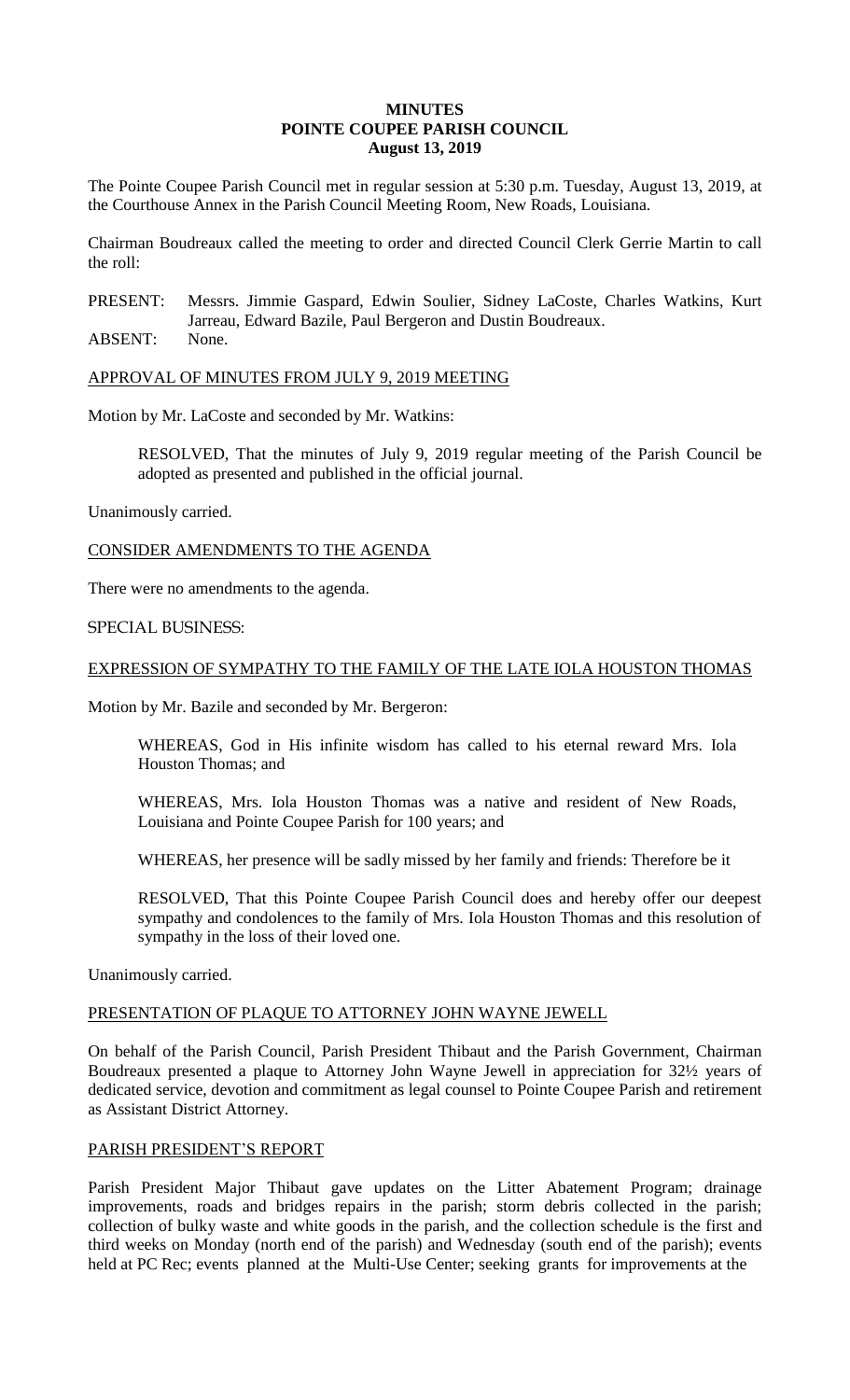# MINUTES
# POINTE COUPEE PARISH COUNCIL
## August 13, 2019

The Pointe Coupee Parish Council met in regular session at 5:30 p.m. Tuesday, August 13, 2019, at the Courthouse Annex in the Parish Council Meeting Room, New Roads, Louisiana.

Chairman Boudreaux called the meeting to order and directed Council Clerk Gerrie Martin to call the roll:

PRESENT: Messrs. Jimmie Gaspard, Edwin Soulier, Sidney LaCoste, Charles Watkins, Kurt Jarreau, Edward Bazile, Paul Bergeron and Dustin Boudreaux.
ABSENT: None.

APPROVAL OF MINUTES FROM JULY 9, 2019 MEETING

Motion by Mr. LaCoste and seconded by Mr. Watkins:

> RESOLVED, That the minutes of July 9, 2019 regular meeting of the Parish Council be adopted as presented and published in the official journal.

Unanimously carried.

CONSIDER AMENDMENTS TO THE AGENDA

There were no amendments to the agenda.

SPECIAL BUSINESS:

EXPRESSION OF SYMPATHY TO THE FAMILY OF THE LATE IOLA HOUSTON THOMAS

Motion by Mr. Bazile and seconded by Mr. Bergeron:

> WHEREAS, God in His infinite wisdom has called to his eternal reward Mrs. Iola Houston Thomas; and
>
> WHEREAS, Mrs. Iola Houston Thomas was a native and resident of New Roads, Louisiana and Pointe Coupee Parish for 100 years; and
>
> WHEREAS, her presence will be sadly missed by her family and friends: Therefore be it
>
> RESOLVED, That this Pointe Coupee Parish Council does and hereby offer our deepest sympathy and condolences to the family of Mrs. Iola Houston Thomas and this resolution of sympathy in the loss of their loved one.

Unanimously carried.

PRESENTATION OF PLAQUE TO ATTORNEY JOHN WAYNE JEWELL

On behalf of the Parish Council, Parish President Thibaut and the Parish Government, Chairman Boudreaux presented a plaque to Attorney John Wayne Jewell in appreciation for 32½ years of dedicated service, devotion and commitment as legal counsel to Pointe Coupee Parish and retirement as Assistant District Attorney.

PARISH PRESIDENT'S REPORT

Parish President Major Thibaut gave updates on the Litter Abatement Program; drainage improvements, roads and bridges repairs in the parish; storm debris collected in the parish; collection of bulky waste and white goods in the parish, and the collection schedule is the first and third weeks on Monday (north end of the parish) and Wednesday (south end of the parish); events held at PC Rec; events planned at the Multi-Use Center; seeking grants for improvements at the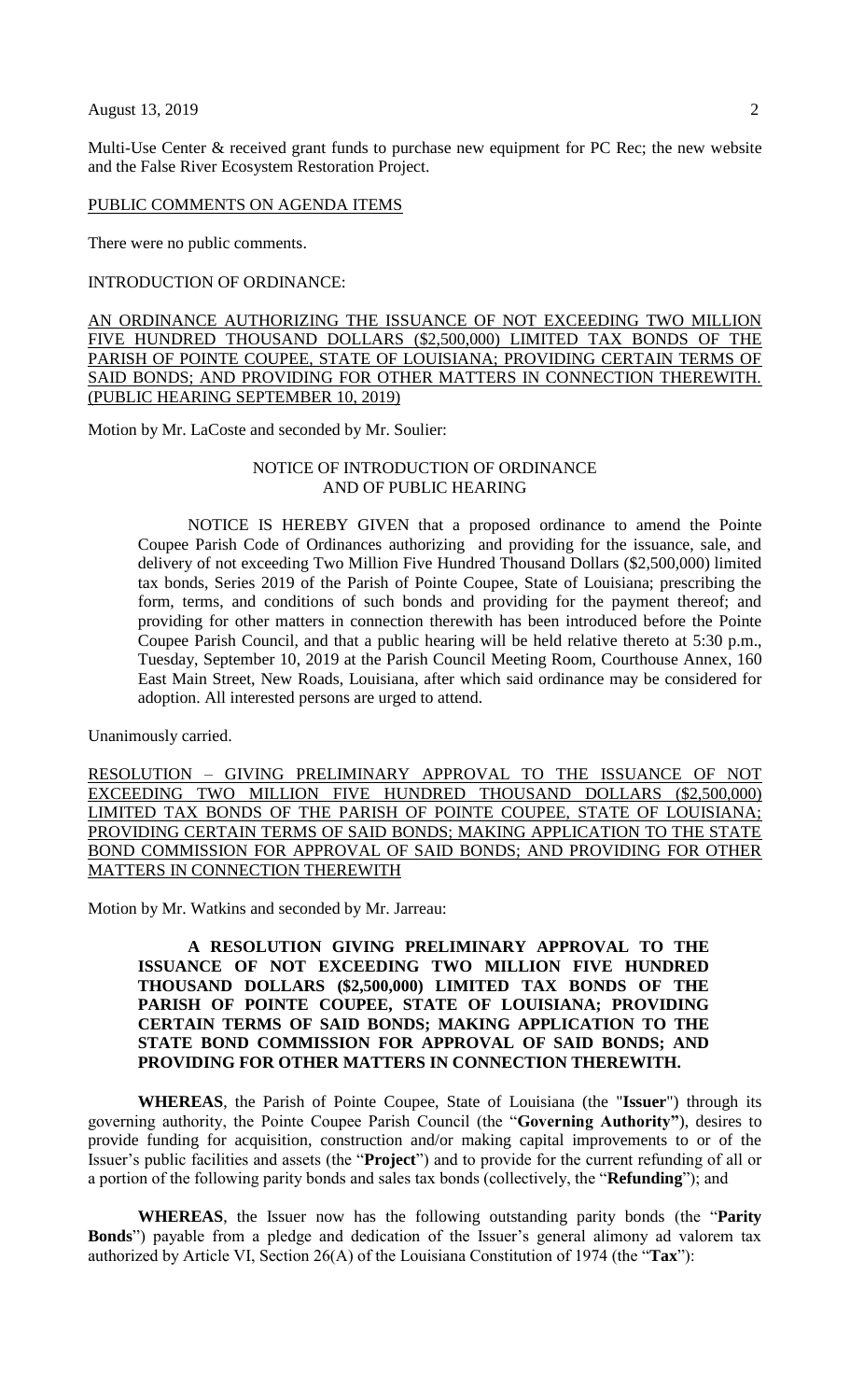Multi-Use Center & received grant funds to purchase new equipment for PC Rec; the new website and the False River Ecosystem Restoration Project.

PUBLIC COMMENTS ON AGENDA ITEMS

There were no public comments.

INTRODUCTION OF ORDINANCE:

AN ORDINANCE AUTHORIZING THE ISSUANCE OF NOT EXCEEDING TWO MILLION FIVE HUNDRED THOUSAND DOLLARS ($2,500,000) LIMITED TAX BONDS OF THE PARISH OF POINTE COUPEE, STATE OF LOUISIANA; PROVIDING CERTAIN TERMS OF SAID BONDS; AND PROVIDING FOR OTHER MATTERS IN CONNECTION THEREWITH. (PUBLIC HEARING SEPTEMBER 10, 2019)

Motion by Mr. LaCoste and seconded by Mr. Soulier:

NOTICE OF INTRODUCTION OF ORDINANCE AND OF PUBLIC HEARING

NOTICE IS HEREBY GIVEN that a proposed ordinance to amend the Pointe Coupee Parish Code of Ordinances authorizing and providing for the issuance, sale, and delivery of not exceeding Two Million Five Hundred Thousand Dollars ($2,500,000) limited tax bonds, Series 2019 of the Parish of Pointe Coupee, State of Louisiana; prescribing the form, terms, and conditions of such bonds and providing for the payment thereof; and providing for other matters in connection therewith has been introduced before the Pointe Coupee Parish Council, and that a public hearing will be held relative thereto at 5:30 p.m., Tuesday, September 10, 2019 at the Parish Council Meeting Room, Courthouse Annex, 160 East Main Street, New Roads, Louisiana, after which said ordinance may be considered for adoption. All interested persons are urged to attend.

Unanimously carried.

RESOLUTION – GIVING PRELIMINARY APPROVAL TO THE ISSUANCE OF NOT EXCEEDING TWO MILLION FIVE HUNDRED THOUSAND DOLLARS ($2,500,000) LIMITED TAX BONDS OF THE PARISH OF POINTE COUPEE, STATE OF LOUISIANA; PROVIDING CERTAIN TERMS OF SAID BONDS; MAKING APPLICATION TO THE STATE BOND COMMISSION FOR APPROVAL OF SAID BONDS; AND PROVIDING FOR OTHER MATTERS IN CONNECTION THEREWITH

Motion by Mr. Watkins and seconded by Mr. Jarreau:

**A RESOLUTION GIVING PRELIMINARY APPROVAL TO THE ISSUANCE OF NOT EXCEEDING TWO MILLION FIVE HUNDRED THOUSAND DOLLARS ($2,500,000) LIMITED TAX BONDS OF THE PARISH OF POINTE COUPEE, STATE OF LOUISIANA; PROVIDING CERTAIN TERMS OF SAID BONDS; MAKING APPLICATION TO THE STATE BOND COMMISSION FOR APPROVAL OF SAID BONDS; AND PROVIDING FOR OTHER MATTERS IN CONNECTION THEREWITH.**

**WHEREAS**, the Parish of Pointe Coupee, State of Louisiana (the "**Issuer**") through its governing authority, the Pointe Coupee Parish Council (the "**Governing Authority**"), desires to provide funding for acquisition, construction and/or making capital improvements to or of the Issuer's public facilities and assets (the "**Project**") and to provide for the current refunding of all or a portion of the following parity bonds and sales tax bonds (collectively, the "**Refunding**"); and

**WHEREAS**, the Issuer now has the following outstanding parity bonds (the "**Parity Bonds**") payable from a pledge and dedication of the Issuer's general alimony ad valorem tax authorized by Article VI, Section 26(A) of the Louisiana Constitution of 1974 (the "**Tax**"):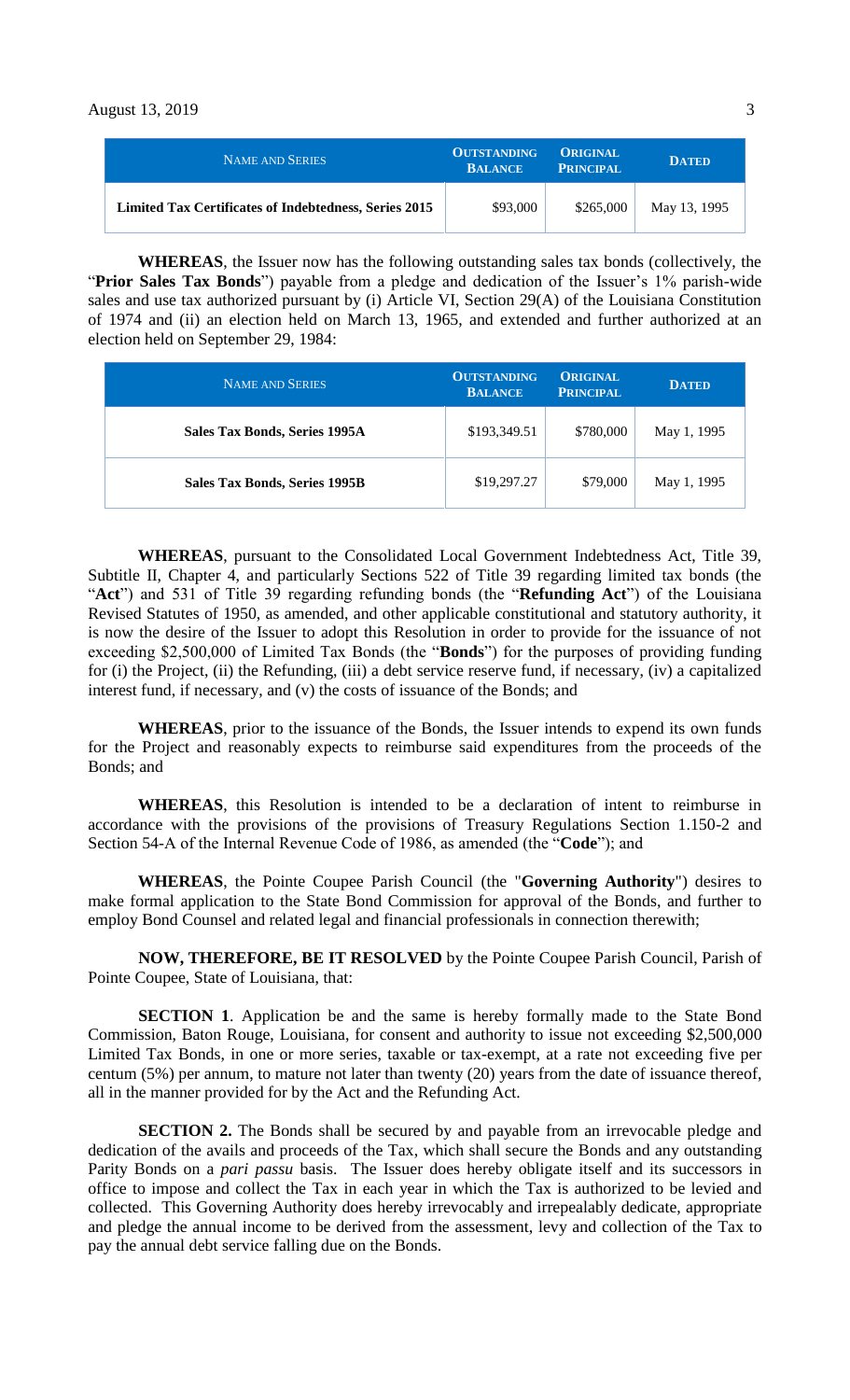| NAME AND SERIES | OUTSTANDING BALANCE | ORIGINAL PRINCIPAL | DATED |
|---|---|---|---|
| **Limited Tax Certificates of Indebtedness, Series 2015** | $93,000 | $265,000 | May 13, 1995 |

**WHEREAS**, the Issuer now has the following outstanding sales tax bonds (collectively, the "**Prior Sales Tax Bonds**") payable from a pledge and dedication of the Issuer's 1% parish-wide sales and use tax authorized pursuant by (i) Article VI, Section 29(A) of the Louisiana Constitution of 1974 and (ii) an election held on March 13, 1965, and extended and further authorized at an election held on September 29, 1984:

| NAME AND SERIES | OUTSTANDING BALANCE | ORIGINAL PRINCIPAL | DATED |
|---|---|---|---|
| **Sales Tax Bonds, Series 1995A** | $193,349.51 | $780,000 | May 1, 1995 |
| **Sales Tax Bonds, Series 1995B** | $19,297.27 | $79,000 | May 1, 1995 |

**WHEREAS**, pursuant to the Consolidated Local Government Indebtedness Act, Title 39, Subtitle II, Chapter 4, and particularly Sections 522 of Title 39 regarding limited tax bonds (the "**Act**") and 531 of Title 39 regarding refunding bonds (the "**Refunding Act**") of the Louisiana Revised Statutes of 1950, as amended, and other applicable constitutional and statutory authority, it is now the desire of the Issuer to adopt this Resolution in order to provide for the issuance of not exceeding $2,500,000 of Limited Tax Bonds (the "**Bonds**") for the purposes of providing funding for (i) the Project, (ii) the Refunding, (iii) a debt service reserve fund, if necessary, (iv) a capitalized interest fund, if necessary, and (v) the costs of issuance of the Bonds; and

**WHEREAS**, prior to the issuance of the Bonds, the Issuer intends to expend its own funds for the Project and reasonably expects to reimburse said expenditures from the proceeds of the Bonds; and

**WHEREAS**, this Resolution is intended to be a declaration of intent to reimburse in accordance with the provisions of the provisions of Treasury Regulations Section 1.150-2 and Section 54-A of the Internal Revenue Code of 1986, as amended (the "**Code**"); and

**WHEREAS**, the Pointe Coupee Parish Council (the "**Governing Authority**") desires to make formal application to the State Bond Commission for approval of the Bonds, and further to employ Bond Counsel and related legal and financial professionals in connection therewith;

**NOW, THEREFORE, BE IT RESOLVED** by the Pointe Coupee Parish Council, Parish of Pointe Coupee, State of Louisiana, that:

**SECTION 1**. Application be and the same is hereby formally made to the State Bond Commission, Baton Rouge, Louisiana, for consent and authority to issue not exceeding $2,500,000 Limited Tax Bonds, in one or more series, taxable or tax-exempt, at a rate not exceeding five per centum (5%) per annum, to mature not later than twenty (20) years from the date of issuance thereof, all in the manner provided for by the Act and the Refunding Act.

**SECTION 2.** The Bonds shall be secured by and payable from an irrevocable pledge and dedication of the avails and proceeds of the Tax, which shall secure the Bonds and any outstanding Parity Bonds on a *pari passu* basis. The Issuer does hereby obligate itself and its successors in office to impose and collect the Tax in each year in which the Tax is authorized to be levied and collected. This Governing Authority does hereby irrevocably and irrepealably dedicate, appropriate and pledge the annual income to be derived from the assessment, levy and collection of the Tax to pay the annual debt service falling due on the Bonds.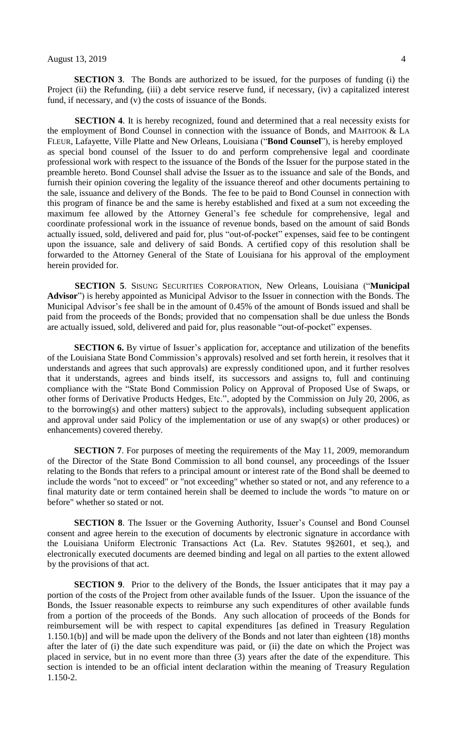**SECTION 3**. The Bonds are authorized to be issued, for the purposes of funding (i) the Project (ii) the Refunding, (iii) a debt service reserve fund, if necessary, (iv) a capitalized interest fund, if necessary, and (v) the costs of issuance of the Bonds.

**SECTION 4**. It is hereby recognized, found and determined that a real necessity exists for the employment of Bond Counsel in connection with the issuance of Bonds, and MAHTOOK & LA FLEUR, Lafayette, Ville Platte and New Orleans, Louisiana ("**Bond Counsel**"), is hereby employed as special bond counsel of the Issuer to do and perform comprehensive legal and coordinate professional work with respect to the issuance of the Bonds of the Issuer for the purpose stated in the preamble hereto. Bond Counsel shall advise the Issuer as to the issuance and sale of the Bonds, and furnish their opinion covering the legality of the issuance thereof and other documents pertaining to the sale, issuance and delivery of the Bonds. The fee to be paid to Bond Counsel in connection with this program of finance be and the same is hereby established and fixed at a sum not exceeding the maximum fee allowed by the Attorney General's fee schedule for comprehensive, legal and coordinate professional work in the issuance of revenue bonds, based on the amount of said Bonds actually issued, sold, delivered and paid for, plus "out-of-pocket" expenses, said fee to be contingent upon the issuance, sale and delivery of said Bonds. A certified copy of this resolution shall be forwarded to the Attorney General of the State of Louisiana for his approval of the employment herein provided for.

**SECTION 5**. SISUNG SECURITIES CORPORATION, New Orleans, Louisiana ("**Municipal Advisor**") is hereby appointed as Municipal Advisor to the Issuer in connection with the Bonds. The Municipal Advisor's fee shall be in the amount of 0.45% of the amount of Bonds issued and shall be paid from the proceeds of the Bonds; provided that no compensation shall be due unless the Bonds are actually issued, sold, delivered and paid for, plus reasonable "out-of-pocket" expenses.

**SECTION 6.** By virtue of Issuer's application for, acceptance and utilization of the benefits of the Louisiana State Bond Commission's approvals) resolved and set forth herein, it resolves that it understands and agrees that such approvals) are expressly conditioned upon, and it further resolves that it understands, agrees and binds itself, its successors and assigns to, full and continuing compliance with the "State Bond Commission Policy on Approval of Proposed Use of Swaps, or other forms of Derivative Products Hedges, Etc.", adopted by the Commission on July 20, 2006, as to the borrowing(s) and other matters) subject to the approvals), including subsequent application and approval under said Policy of the implementation or use of any swap(s) or other produces) or enhancements) covered thereby.

**SECTION 7**. For purposes of meeting the requirements of the May 11, 2009, memorandum of the Director of the State Bond Commission to all bond counsel, any proceedings of the Issuer relating to the Bonds that refers to a principal amount or interest rate of the Bond shall be deemed to include the words "not to exceed" or "not exceeding" whether so stated or not, and any reference to a final maturity date or term contained herein shall be deemed to include the words "to mature on or before" whether so stated or not.

**SECTION 8**. The Issuer or the Governing Authority, Issuer's Counsel and Bond Counsel consent and agree herein to the execution of documents by electronic signature in accordance with the Louisiana Uniform Electronic Transactions Act (La. Rev. Statutes 9§2601, et seq.), and electronically executed documents are deemed binding and legal on all parties to the extent allowed by the provisions of that act.

**SECTION 9**. Prior to the delivery of the Bonds, the Issuer anticipates that it may pay a portion of the costs of the Project from other available funds of the Issuer. Upon the issuance of the Bonds, the Issuer reasonable expects to reimburse any such expenditures of other available funds from a portion of the proceeds of the Bonds. Any such allocation of proceeds of the Bonds for reimbursement will be with respect to capital expenditures [as defined in Treasury Regulation 1.150.1(b)] and will be made upon the delivery of the Bonds and not later than eighteen (18) months after the later of (i) the date such expenditure was paid, or (ii) the date on which the Project was placed in service, but in no event more than three (3) years after the date of the expenditure. This section is intended to be an official intent declaration within the meaning of Treasury Regulation 1.150-2.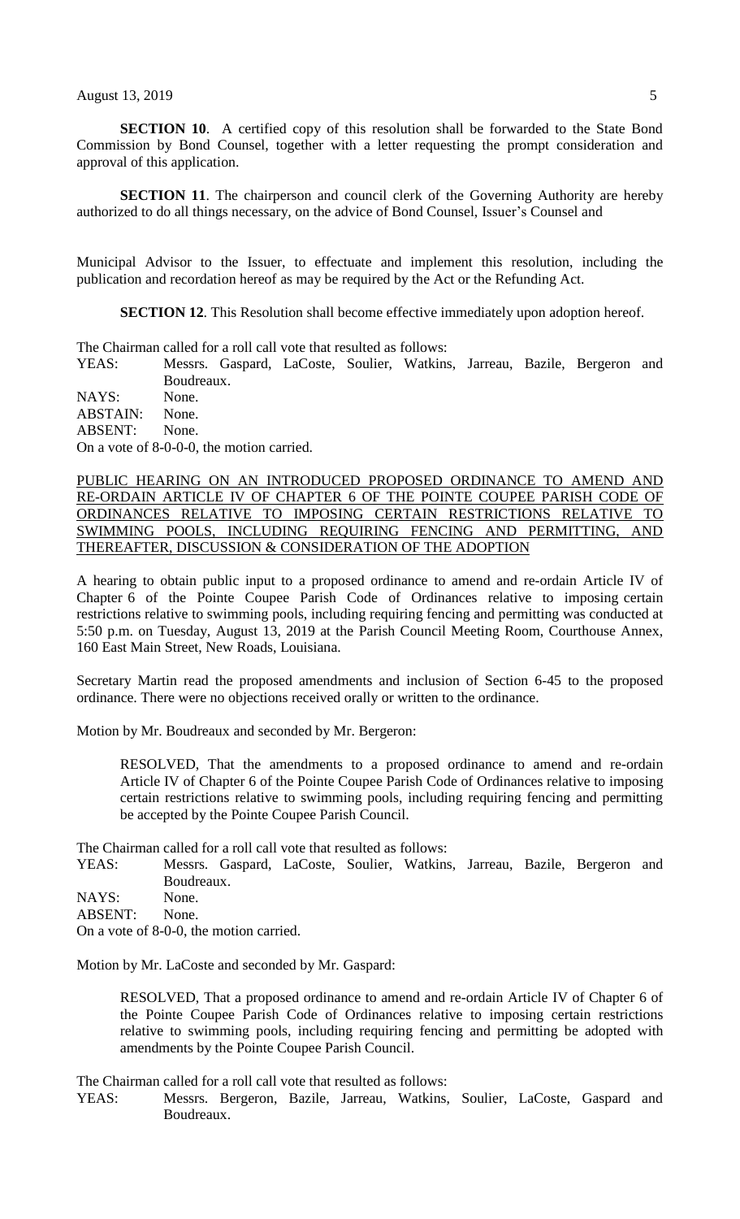**SECTION 10**. A certified copy of this resolution shall be forwarded to the State Bond Commission by Bond Counsel, together with a letter requesting the prompt consideration and approval of this application.

**SECTION 11**. The chairperson and council clerk of the Governing Authority are hereby authorized to do all things necessary, on the advice of Bond Counsel, Issuer's Counsel and

Municipal Advisor to the Issuer, to effectuate and implement this resolution, including the publication and recordation hereof as may be required by the Act or the Refunding Act.

**SECTION 12**. This Resolution shall become effective immediately upon adoption hereof.

The Chairman called for a roll call vote that resulted as follows:

YEAS: Messrs. Gaspard, LaCoste, Soulier, Watkins, Jarreau, Bazile, Bergeron and Boudreaux.
NAYS: None.
ABSTAIN: None.
ABSENT: None.

On a vote of 8-0-0-0, the motion carried.

PUBLIC HEARING ON AN INTRODUCED PROPOSED ORDINANCE TO AMEND AND RE-ORDAIN ARTICLE IV OF CHAPTER 6 OF THE POINTE COUPEE PARISH CODE OF ORDINANCES RELATIVE TO IMPOSING CERTAIN RESTRICTIONS RELATIVE TO SWIMMING POOLS, INCLUDING REQUIRING FENCING AND PERMITTING, AND THEREAFTER, DISCUSSION & CONSIDERATION OF THE ADOPTION

A hearing to obtain public input to a proposed ordinance to amend and re-ordain Article IV of Chapter 6 of the Pointe Coupee Parish Code of Ordinances relative to imposing certain restrictions relative to swimming pools, including requiring fencing and permitting was conducted at 5:50 p.m. on Tuesday, August 13, 2019 at the Parish Council Meeting Room, Courthouse Annex, 160 East Main Street, New Roads, Louisiana.

Secretary Martin read the proposed amendments and inclusion of Section 6-45 to the proposed ordinance. There were no objections received orally or written to the ordinance.

Motion by Mr. Boudreaux and seconded by Mr. Bergeron:

> RESOLVED, That the amendments to a proposed ordinance to amend and re-ordain Article IV of Chapter 6 of the Pointe Coupee Parish Code of Ordinances relative to imposing certain restrictions relative to swimming pools, including requiring fencing and permitting be accepted by the Pointe Coupee Parish Council.

The Chairman called for a roll call vote that resulted as follows:

YEAS: Messrs. Gaspard, LaCoste, Soulier, Watkins, Jarreau, Bazile, Bergeron and Boudreaux.
NAYS: None.
ABSENT: None.

On a vote of 8-0-0, the motion carried.

Motion by Mr. LaCoste and seconded by Mr. Gaspard:

> RESOLVED, That a proposed ordinance to amend and re-ordain Article IV of Chapter 6 of the Pointe Coupee Parish Code of Ordinances relative to imposing certain restrictions relative to swimming pools, including requiring fencing and permitting be adopted with amendments by the Pointe Coupee Parish Council.

The Chairman called for a roll call vote that resulted as follows:

YEAS: Messrs. Bergeron, Bazile, Jarreau, Watkins, Soulier, LaCoste, Gaspard and Boudreaux.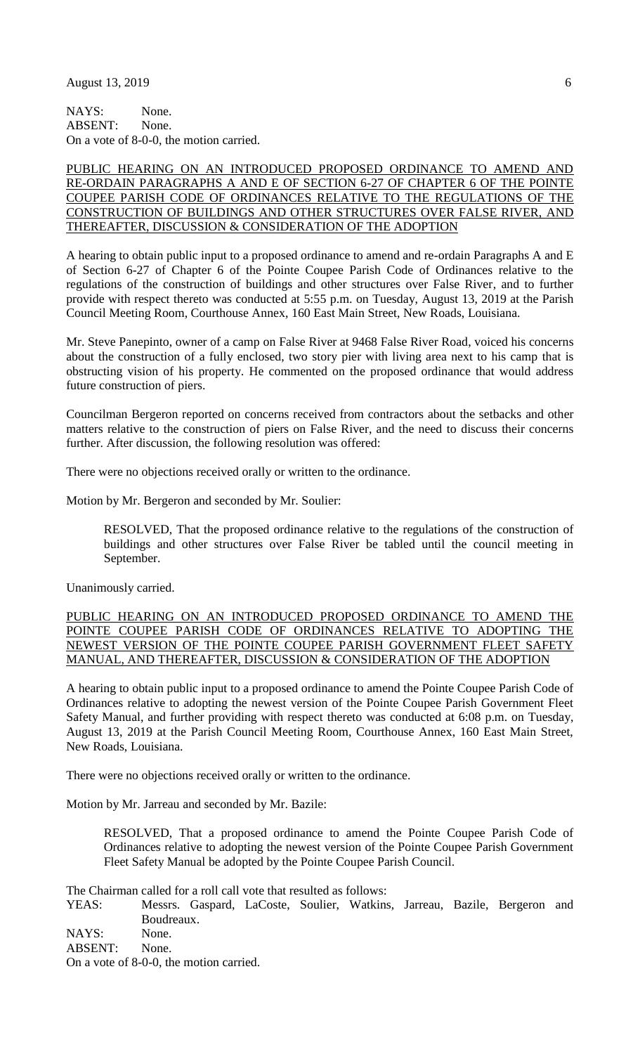NAYS: None.
ABSENT: None.
On a vote of 8-0-0, the motion carried.

**PUBLIC HEARING ON AN INTRODUCED PROPOSED ORDINANCE TO AMEND AND RE-ORDAIN PARAGRAPHS A AND E OF SECTION 6-27 OF CHAPTER 6 OF THE POINTE COUPEE PARISH CODE OF ORDINANCES RELATIVE TO THE REGULATIONS OF THE CONSTRUCTION OF BUILDINGS AND OTHER STRUCTURES OVER FALSE RIVER, AND THEREAFTER, DISCUSSION & CONSIDERATION OF THE ADOPTION**

A hearing to obtain public input to a proposed ordinance to amend and re-ordain Paragraphs A and E of Section 6-27 of Chapter 6 of the Pointe Coupee Parish Code of Ordinances relative to the regulations of the construction of buildings and other structures over False River, and to further provide with respect thereto was conducted at 5:55 p.m. on Tuesday, August 13, 2019 at the Parish Council Meeting Room, Courthouse Annex, 160 East Main Street, New Roads, Louisiana.

Mr. Steve Panepinto, owner of a camp on False River at 9468 False River Road, voiced his concerns about the construction of a fully enclosed, two story pier with living area next to his camp that is obstructing vision of his property. He commented on the proposed ordinance that would address future construction of piers.

Councilman Bergeron reported on concerns received from contractors about the setbacks and other matters relative to the construction of piers on False River, and the need to discuss their concerns further. After discussion, the following resolution was offered:

There were no objections received orally or written to the ordinance.

Motion by Mr. Bergeron and seconded by Mr. Soulier:

> RESOLVED, That the proposed ordinance relative to the regulations of the construction of buildings and other structures over False River be tabled until the council meeting in September.

Unanimously carried.

**PUBLIC HEARING ON AN INTRODUCED PROPOSED ORDINANCE TO AMEND THE POINTE COUPEE PARISH CODE OF ORDINANCES RELATIVE TO ADOPTING THE NEWEST VERSION OF THE POINTE COUPEE PARISH GOVERNMENT FLEET SAFETY MANUAL, AND THEREAFTER, DISCUSSION & CONSIDERATION OF THE ADOPTION**

A hearing to obtain public input to a proposed ordinance to amend the Pointe Coupee Parish Code of Ordinances relative to adopting the newest version of the Pointe Coupee Parish Government Fleet Safety Manual, and further providing with respect thereto was conducted at 6:08 p.m. on Tuesday, August 13, 2019 at the Parish Council Meeting Room, Courthouse Annex, 160 East Main Street, New Roads, Louisiana.

There were no objections received orally or written to the ordinance.

Motion by Mr. Jarreau and seconded by Mr. Bazile:

> RESOLVED, That a proposed ordinance to amend the Pointe Coupee Parish Code of Ordinances relative to adopting the newest version of the Pointe Coupee Parish Government Fleet Safety Manual be adopted by the Pointe Coupee Parish Council.

The Chairman called for a roll call vote that resulted as follows:
YEAS: Messrs. Gaspard, LaCoste, Soulier, Watkins, Jarreau, Bazile, Bergeron and Boudreaux.
NAYS: None.
ABSENT: None.
On a vote of 8-0-0, the motion carried.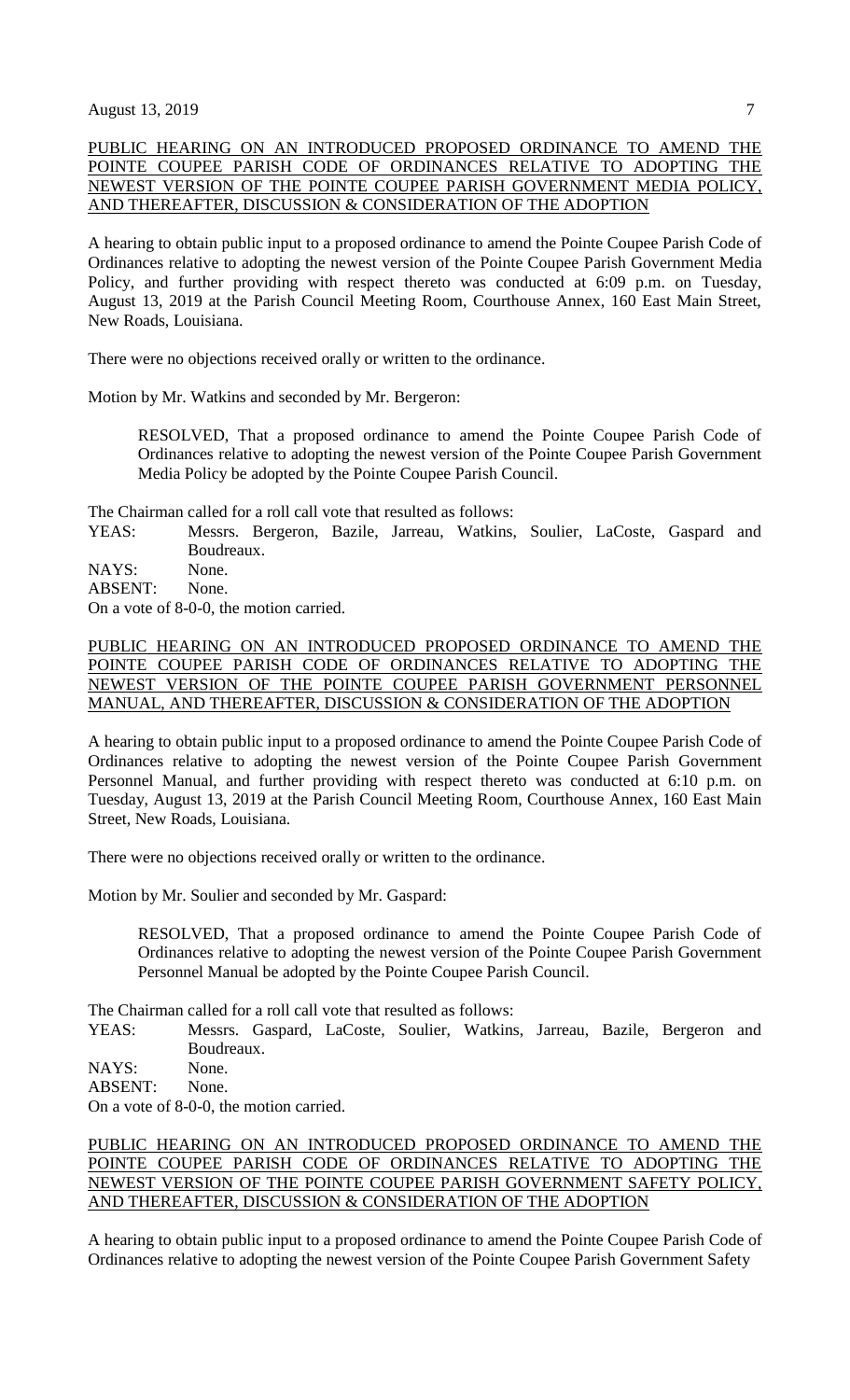PUBLIC HEARING ON AN INTRODUCED PROPOSED ORDINANCE TO AMEND THE POINTE COUPEE PARISH CODE OF ORDINANCES RELATIVE TO ADOPTING THE NEWEST VERSION OF THE POINTE COUPEE PARISH GOVERNMENT MEDIA POLICY, AND THEREAFTER, DISCUSSION & CONSIDERATION OF THE ADOPTION

A hearing to obtain public input to a proposed ordinance to amend the Pointe Coupee Parish Code of Ordinances relative to adopting the newest version of the Pointe Coupee Parish Government Media Policy, and further providing with respect thereto was conducted at 6:09 p.m. on Tuesday, August 13, 2019 at the Parish Council Meeting Room, Courthouse Annex, 160 East Main Street, New Roads, Louisiana.

There were no objections received orally or written to the ordinance.

Motion by Mr. Watkins and seconded by Mr. Bergeron:

> RESOLVED, That a proposed ordinance to amend the Pointe Coupee Parish Code of Ordinances relative to adopting the newest version of the Pointe Coupee Parish Government Media Policy be adopted by the Pointe Coupee Parish Council.

The Chairman called for a roll call vote that resulted as follows:

YEAS: Messrs. Bergeron, Bazile, Jarreau, Watkins, Soulier, LaCoste, Gaspard and Boudreaux.
NAYS: None.
ABSENT: None.
On a vote of 8-0-0, the motion carried.

PUBLIC HEARING ON AN INTRODUCED PROPOSED ORDINANCE TO AMEND THE POINTE COUPEE PARISH CODE OF ORDINANCES RELATIVE TO ADOPTING THE NEWEST VERSION OF THE POINTE COUPEE PARISH GOVERNMENT PERSONNEL MANUAL, AND THEREAFTER, DISCUSSION & CONSIDERATION OF THE ADOPTION

A hearing to obtain public input to a proposed ordinance to amend the Pointe Coupee Parish Code of Ordinances relative to adopting the newest version of the Pointe Coupee Parish Government Personnel Manual, and further providing with respect thereto was conducted at 6:10 p.m. on Tuesday, August 13, 2019 at the Parish Council Meeting Room, Courthouse Annex, 160 East Main Street, New Roads, Louisiana.

There were no objections received orally or written to the ordinance.

Motion by Mr. Soulier and seconded by Mr. Gaspard:

> RESOLVED, That a proposed ordinance to amend the Pointe Coupee Parish Code of Ordinances relative to adopting the newest version of the Pointe Coupee Parish Government Personnel Manual be adopted by the Pointe Coupee Parish Council.

The Chairman called for a roll call vote that resulted as follows:

YEAS: Messrs. Gaspard, LaCoste, Soulier, Watkins, Jarreau, Bazile, Bergeron and Boudreaux.
NAYS: None.
ABSENT: None.
On a vote of 8-0-0, the motion carried.

PUBLIC HEARING ON AN INTRODUCED PROPOSED ORDINANCE TO AMEND THE POINTE COUPEE PARISH CODE OF ORDINANCES RELATIVE TO ADOPTING THE NEWEST VERSION OF THE POINTE COUPEE PARISH GOVERNMENT SAFETY POLICY, AND THEREAFTER, DISCUSSION & CONSIDERATION OF THE ADOPTION

A hearing to obtain public input to a proposed ordinance to amend the Pointe Coupee Parish Code of Ordinances relative to adopting the newest version of the Pointe Coupee Parish Government Safety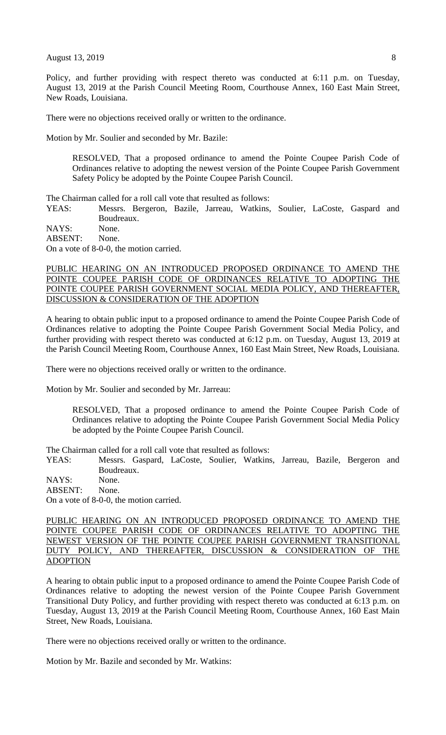Policy, and further providing with respect thereto was conducted at 6:11 p.m. on Tuesday, August 13, 2019 at the Parish Council Meeting Room, Courthouse Annex, 160 East Main Street, New Roads, Louisiana.

There were no objections received orally or written to the ordinance.

Motion by Mr. Soulier and seconded by Mr. Bazile:

> RESOLVED, That a proposed ordinance to amend the Pointe Coupee Parish Code of Ordinances relative to adopting the newest version of the Pointe Coupee Parish Government Safety Policy be adopted by the Pointe Coupee Parish Council.

The Chairman called for a roll call vote that resulted as follows:

YEAS: Messrs. Bergeron, Bazile, Jarreau, Watkins, Soulier, LaCoste, Gaspard and Boudreaux.
NAYS: None.
ABSENT: None.
On a vote of 8-0-0, the motion carried.

PUBLIC HEARING ON AN INTRODUCED PROPOSED ORDINANCE TO AMEND THE POINTE COUPEE PARISH CODE OF ORDINANCES RELATIVE TO ADOPTING THE POINTE COUPEE PARISH GOVERNMENT SOCIAL MEDIA POLICY, AND THEREAFTER, DISCUSSION & CONSIDERATION OF THE ADOPTION

A hearing to obtain public input to a proposed ordinance to amend the Pointe Coupee Parish Code of Ordinances relative to adopting the Pointe Coupee Parish Government Social Media Policy, and further providing with respect thereto was conducted at 6:12 p.m. on Tuesday, August 13, 2019 at the Parish Council Meeting Room, Courthouse Annex, 160 East Main Street, New Roads, Louisiana.

There were no objections received orally or written to the ordinance.

Motion by Mr. Soulier and seconded by Mr. Jarreau:

> RESOLVED, That a proposed ordinance to amend the Pointe Coupee Parish Code of Ordinances relative to adopting the Pointe Coupee Parish Government Social Media Policy be adopted by the Pointe Coupee Parish Council.

The Chairman called for a roll call vote that resulted as follows:

YEAS: Messrs. Gaspard, LaCoste, Soulier, Watkins, Jarreau, Bazile, Bergeron and Boudreaux.
NAYS: None.
ABSENT: None.
On a vote of 8-0-0, the motion carried.

PUBLIC HEARING ON AN INTRODUCED PROPOSED ORDINANCE TO AMEND THE POINTE COUPEE PARISH CODE OF ORDINANCES RELATIVE TO ADOPTING THE NEWEST VERSION OF THE POINTE COUPEE PARISH GOVERNMENT TRANSITIONAL DUTY POLICY, AND THEREAFTER, DISCUSSION & CONSIDERATION OF THE ADOPTION

A hearing to obtain public input to a proposed ordinance to amend the Pointe Coupee Parish Code of Ordinances relative to adopting the newest version of the Pointe Coupee Parish Government Transitional Duty Policy, and further providing with respect thereto was conducted at 6:13 p.m. on Tuesday, August 13, 2019 at the Parish Council Meeting Room, Courthouse Annex, 160 East Main Street, New Roads, Louisiana.

There were no objections received orally or written to the ordinance.

Motion by Mr. Bazile and seconded by Mr. Watkins: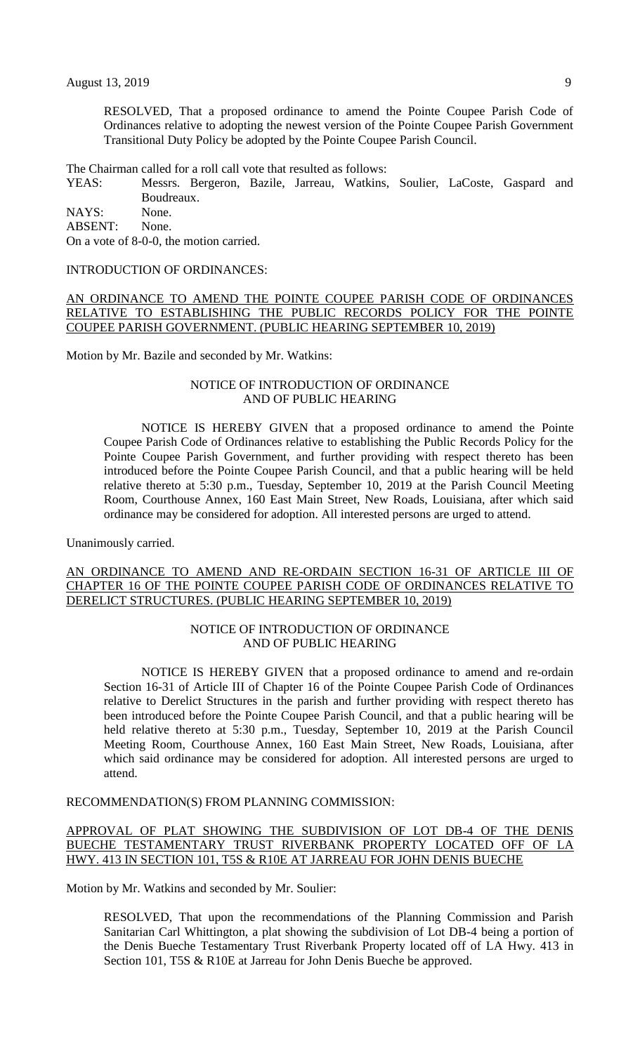RESOLVED, That a proposed ordinance to amend the Pointe Coupee Parish Code of Ordinances relative to adopting the newest version of the Pointe Coupee Parish Government Transitional Duty Policy be adopted by the Pointe Coupee Parish Council.

The Chairman called for a roll call vote that resulted as follows:

YEAS: Messrs. Bergeron, Bazile, Jarreau, Watkins, Soulier, LaCoste, Gaspard and Boudreaux.
NAYS: None.
ABSENT: None.
On a vote of 8-0-0, the motion carried.

INTRODUCTION OF ORDINANCES:

AN ORDINANCE TO AMEND THE POINTE COUPEE PARISH CODE OF ORDINANCES RELATIVE TO ESTABLISHING THE PUBLIC RECORDS POLICY FOR THE POINTE COUPEE PARISH GOVERNMENT. (PUBLIC HEARING SEPTEMBER 10, 2019)

Motion by Mr. Bazile and seconded by Mr. Watkins:

NOTICE OF INTRODUCTION OF ORDINANCE
AND OF PUBLIC HEARING

NOTICE IS HEREBY GIVEN that a proposed ordinance to amend the Pointe Coupee Parish Code of Ordinances relative to establishing the Public Records Policy for the Pointe Coupee Parish Government, and further providing with respect thereto has been introduced before the Pointe Coupee Parish Council, and that a public hearing will be held relative thereto at 5:30 p.m., Tuesday, September 10, 2019 at the Parish Council Meeting Room, Courthouse Annex, 160 East Main Street, New Roads, Louisiana, after which said ordinance may be considered for adoption. All interested persons are urged to attend.

Unanimously carried.

AN ORDINANCE TO AMEND AND RE-ORDAIN SECTION 16-31 OF ARTICLE III OF CHAPTER 16 OF THE POINTE COUPEE PARISH CODE OF ORDINANCES RELATIVE TO DERELICT STRUCTURES. (PUBLIC HEARING SEPTEMBER 10, 2019)

NOTICE OF INTRODUCTION OF ORDINANCE
AND OF PUBLIC HEARING

NOTICE IS HEREBY GIVEN that a proposed ordinance to amend and re-ordain Section 16-31 of Article III of Chapter 16 of the Pointe Coupee Parish Code of Ordinances relative to Derelict Structures in the parish and further providing with respect thereto has been introduced before the Pointe Coupee Parish Council, and that a public hearing will be held relative thereto at 5:30 p.m., Tuesday, September 10, 2019 at the Parish Council Meeting Room, Courthouse Annex, 160 East Main Street, New Roads, Louisiana, after which said ordinance may be considered for adoption. All interested persons are urged to attend.

RECOMMENDATION(S) FROM PLANNING COMMISSION:

APPROVAL OF PLAT SHOWING THE SUBDIVISION OF LOT DB-4 OF THE DENIS BUECHE TESTAMENTARY TRUST RIVERBANK PROPERTY LOCATED OFF OF LA HWY. 413 IN SECTION 101, T5S & R10E AT JARREAU FOR JOHN DENIS BUECHE

Motion by Mr. Watkins and seconded by Mr. Soulier:

RESOLVED, That upon the recommendations of the Planning Commission and Parish Sanitarian Carl Whittington, a plat showing the subdivision of Lot DB-4 being a portion of the Denis Bueche Testamentary Trust Riverbank Property located off of LA Hwy. 413 in Section 101, T5S & R10E at Jarreau for John Denis Bueche be approved.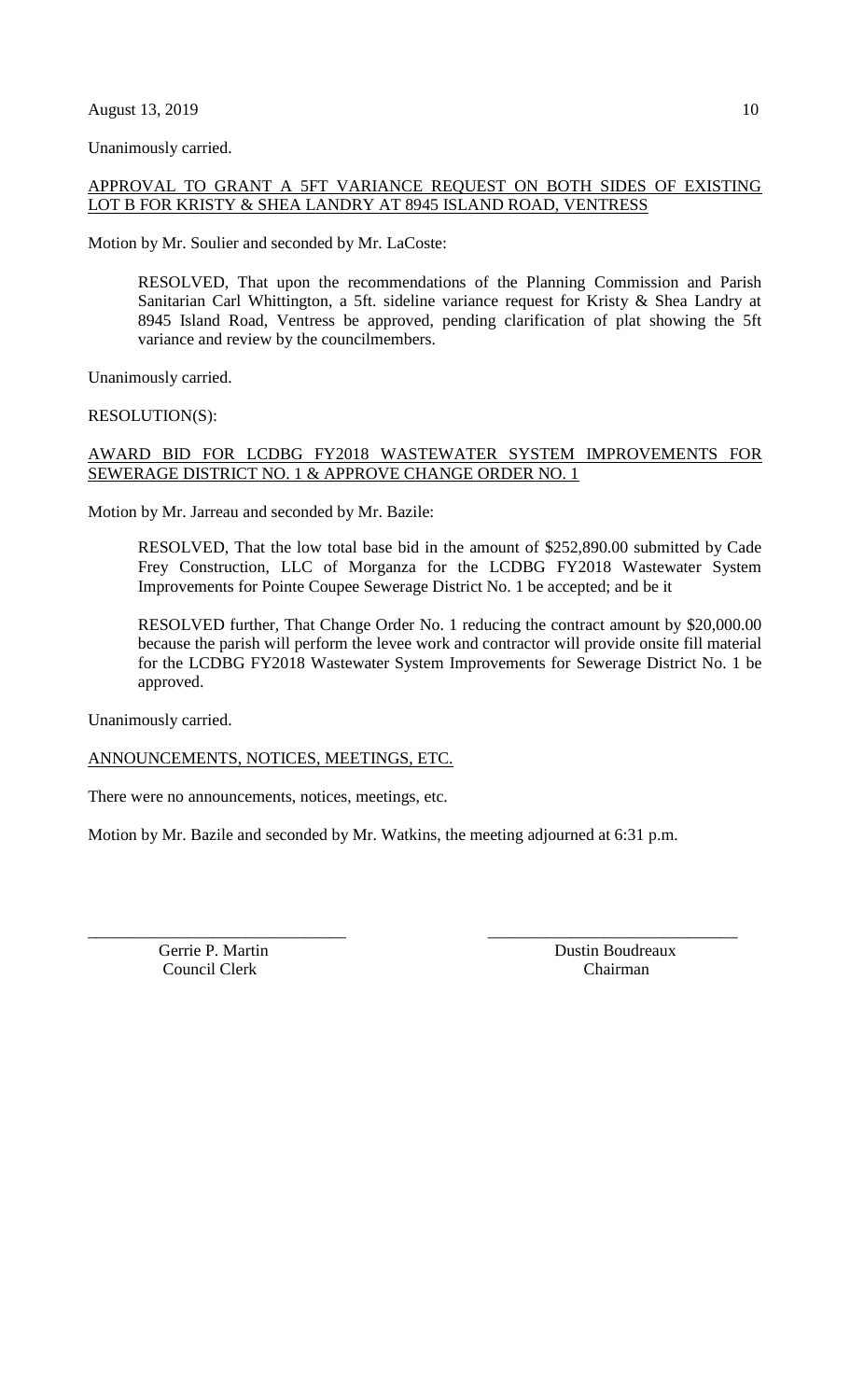Unanimously carried.

APPROVAL TO GRANT A 5FT VARIANCE REQUEST ON BOTH SIDES OF EXISTING LOT B FOR KRISTY & SHEA LANDRY AT 8945 ISLAND ROAD, VENTRESS

Motion by Mr. Soulier and seconded by Mr. LaCoste:

> RESOLVED, That upon the recommendations of the Planning Commission and Parish Sanitarian Carl Whittington, a 5ft. sideline variance request for Kristy & Shea Landry at 8945 Island Road, Ventress be approved, pending clarification of plat showing the 5ft variance and review by the councilmembers.

Unanimously carried.

RESOLUTION(S):

AWARD BID FOR LCDBG FY2018 WASTEWATER SYSTEM IMPROVEMENTS FOR SEWERAGE DISTRICT NO. 1 & APPROVE CHANGE ORDER NO. 1

Motion by Mr. Jarreau and seconded by Mr. Bazile:

> RESOLVED, That the low total base bid in the amount of $252,890.00 submitted by Cade Frey Construction, LLC of Morganza for the LCDBG FY2018 Wastewater System Improvements for Pointe Coupee Sewerage District No. 1 be accepted; and be it
>
> RESOLVED further, That Change Order No. 1 reducing the contract amount by $20,000.00 because the parish will perform the levee work and contractor will provide onsite fill material for the LCDBG FY2018 Wastewater System Improvements for Sewerage District No. 1 be approved.

Unanimously carried.

ANNOUNCEMENTS, NOTICES, MEETINGS, ETC.

There were no announcements, notices, meetings, etc.

Motion by Mr. Bazile and seconded by Mr. Watkins, the meeting adjourned at 6:31 p.m.

_______________________________ &nbsp;&nbsp;&nbsp;&nbsp;&nbsp;&nbsp;&nbsp;&nbsp; _______________________________

Gerrie P. Martin
Council Clerk

Dustin Boudreaux
Chairman